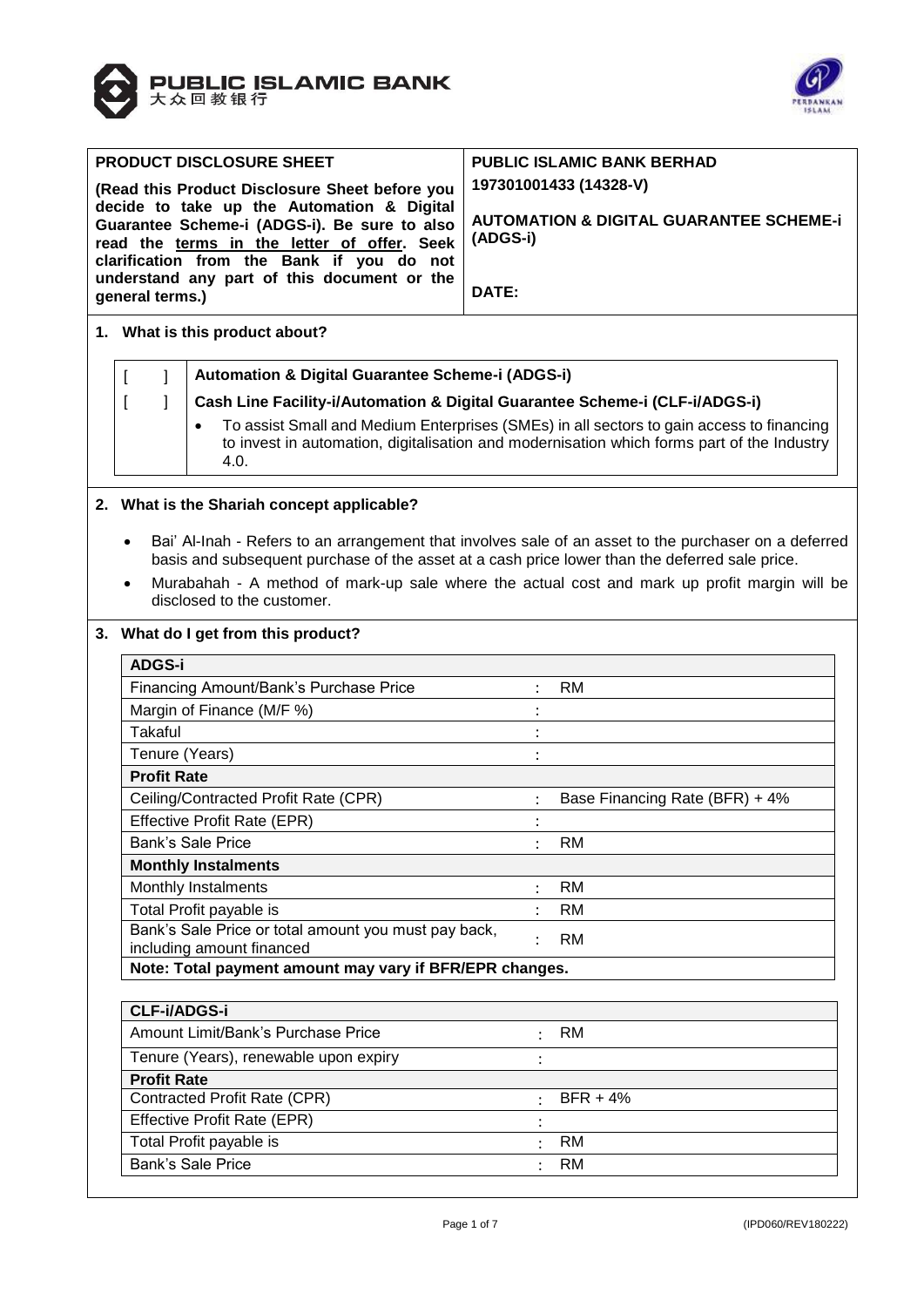| **PRODUCT DISCLOSURE SHEET** | **PUBLIC ISLAMIC BANK BERHAD** |
|---|---|
| **(Read this Product Disclosure Sheet before you decide to take up the Automation & Digital Guarantee Scheme-i (ADGS-i). Be sure to also read the terms in the letter of offer. Seek clarification from the Bank if you do not understand any part of this document or the general terms.)** | **197301001433 (14328-V)**<br><br>**AUTOMATION & DIGITAL GUARANTEE SCHEME-i (ADGS-i)**<br><br>**DATE:** |

## 1. What is this product about?

| | |
|---|---|
| [ ] | **Automation & Digital Guarantee Scheme-i (ADGS-i)** |
| [ ] | **Cash Line Facility-i/Automation & Digital Guarantee Scheme-i (CLF-i/ADGS-i)** |
| | • To assist Small and Medium Enterprises (SMEs) in all sectors to gain access to financing to invest in automation, digitalisation and modernisation which forms part of the Industry 4.0. |

## 2. What is the Shariah concept applicable?

- Bai' Al-Inah - Refers to an arrangement that involves sale of an asset to the purchaser on a deferred basis and subsequent purchase of the asset at a cash price lower than the deferred sale price.
- Murabahah - A method of mark-up sale where the actual cost and mark up profit margin will be disclosed to the customer.

## 3. What do I get from this product?

| **ADGS-i** | | |
|---|---|---|
| Financing Amount/Bank's Purchase Price | : | RM |
| Margin of Finance (M/F %) | : | |
| Takaful | : | |
| Tenure (Years) | : | |
| **Profit Rate** | | |
| Ceiling/Contracted Profit Rate (CPR) | : | Base Financing Rate (BFR) + 4% |
| Effective Profit Rate (EPR) | : | |
| Bank's Sale Price | : | RM |
| **Monthly Instalments** | | |
| Monthly Instalments | : | RM |
| Total Profit payable is | : | RM |
| Bank's Sale Price or total amount you must pay back, including amount financed | : | RM |
| **Note: Total payment amount may vary if BFR/EPR changes.** | | |

| **CLF-i/ADGS-i** | | |
|---|---|---|
| Amount Limit/Bank's Purchase Price | : | RM |
| Tenure (Years), renewable upon expiry | : | |
| **Profit Rate** | | |
| Contracted Profit Rate (CPR) | : | BFR + 4% |
| Effective Profit Rate (EPR) | : | |
| Total Profit payable is | : | RM |
| Bank's Sale Price | : | RM |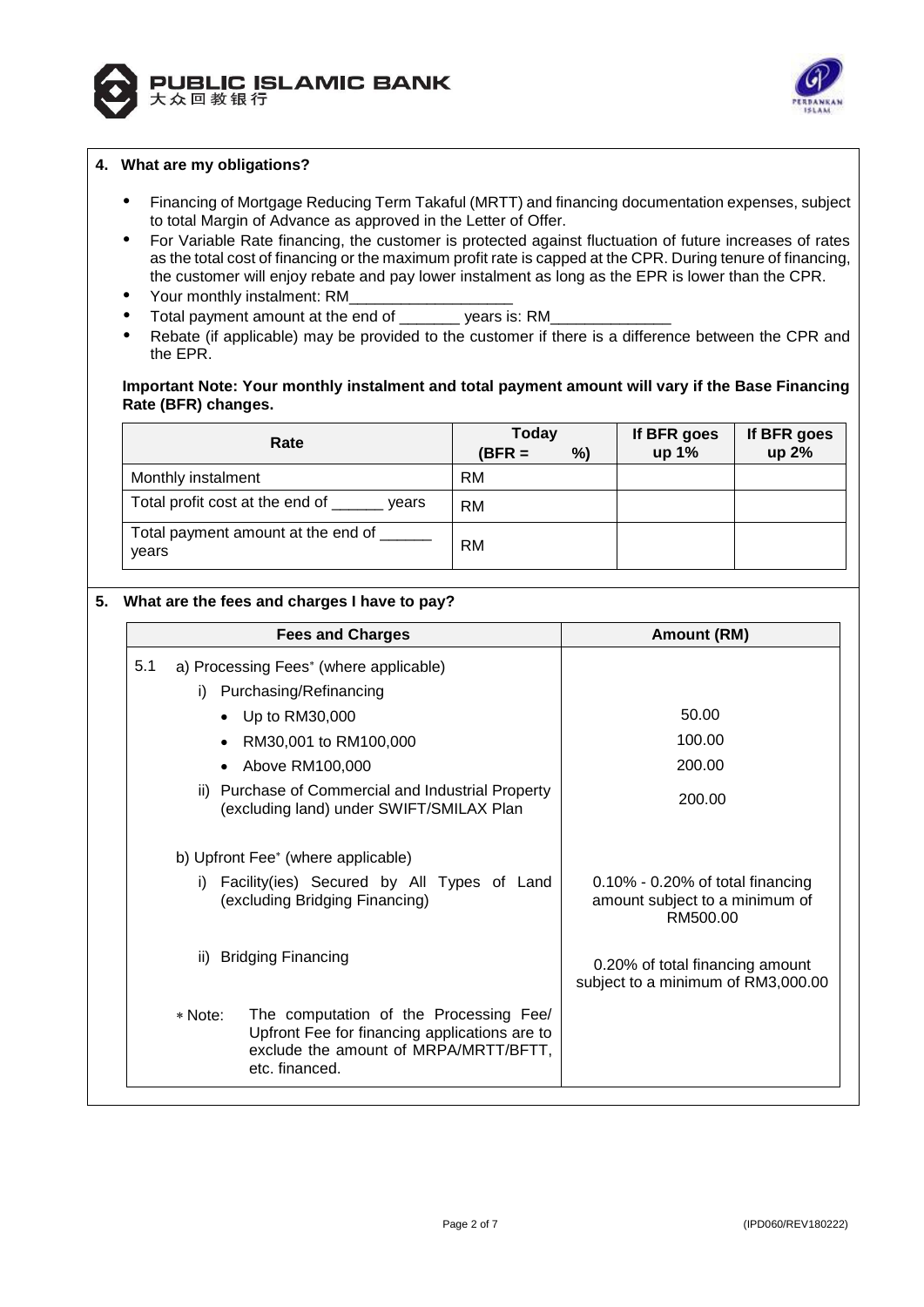## 4. What are my obligations?

- Financing of Mortgage Reducing Term Takaful (MRTT) and financing documentation expenses, subject to total Margin of Advance as approved in the Letter of Offer.
- For Variable Rate financing, the customer is protected against fluctuation of future increases of rates as the total cost of financing or the maximum profit rate is capped at the CPR. During tenure of financing, the customer will enjoy rebate and pay lower instalment as long as the EPR is lower than the CPR.
- Your monthly instalment: RM___________________
- Total payment amount at the end of _______ years is: RM______________
- Rebate (if applicable) may be provided to the customer if there is a difference between the CPR and the EPR.

**Important Note: Your monthly instalment and total payment amount will vary if the Base Financing Rate (BFR) changes.**

| Rate | Today (BFR = %) | If BFR goes up 1% | If BFR goes up 2% |
|---|---|---|---|
| Monthly instalment | RM | | |
| Total profit cost at the end of ______ years | RM | | |
| Total payment amount at the end of ______ years | RM | | |

## 5. What are the fees and charges I have to pay?

| Fees and Charges | Amount (RM) |
|---|---|
| 5.1 a) Processing Fees* (where applicable) | |
| i) Purchasing/Refinancing | |
| • Up to RM30,000 | 50.00 |
| • RM30,001 to RM100,000 | 100.00 |
| • Above RM100,000 | 200.00 |
| ii) Purchase of Commercial and Industrial Property (excluding land) under SWIFT/SMILAX Plan | 200.00 |
| b) Upfront Fee* (where applicable) | |
| i) Facility(ies) Secured by All Types of Land (excluding Bridging Financing) | 0.10% - 0.20% of total financing amount subject to a minimum of RM500.00 |
| ii) Bridging Financing | 0.20% of total financing amount subject to a minimum of RM3,000.00 |
| * Note: The computation of the Processing Fee/ Upfront Fee for financing applications are to exclude the amount of MRPA/MRTT/BFTT, etc. financed. | |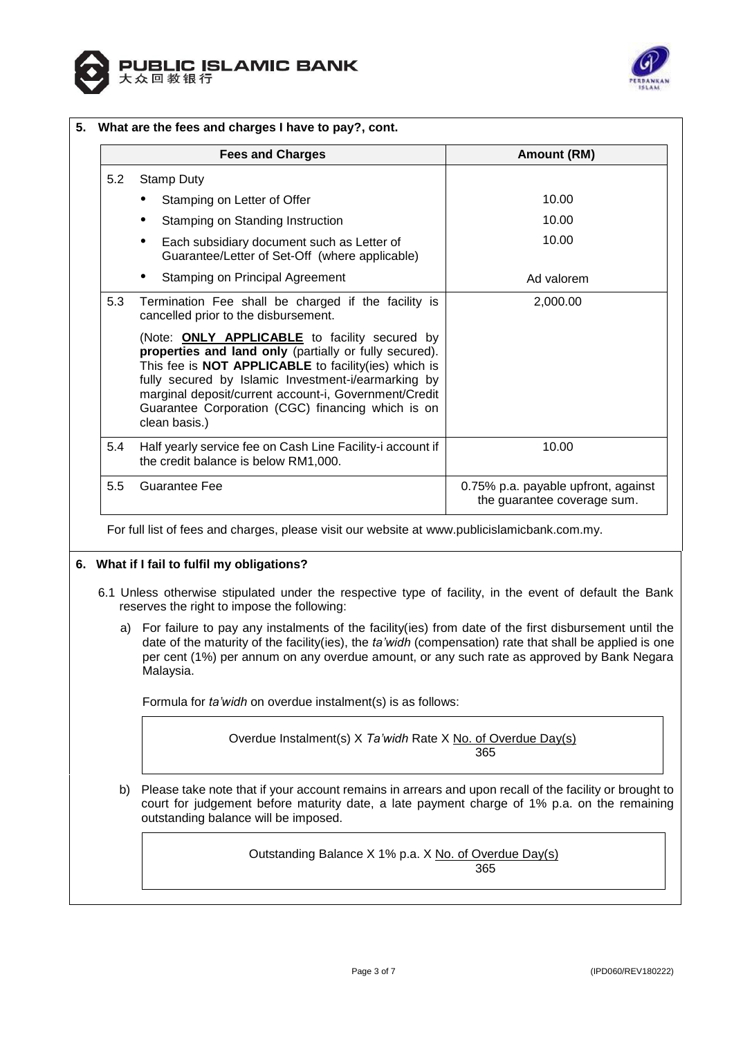## 5. What are the fees and charges I have to pay?, cont.

| | Fees and Charges | Amount (RM) |
|---|---|---|
| 5.2 | Stamp Duty | |
| | • Stamping on Letter of Offer | 10.00 |
| | • Stamping on Standing Instruction | 10.00 |
| | • Each subsidiary document such as Letter of Guarantee/Letter of Set-Off (where applicable) | 10.00 |
| | • Stamping on Principal Agreement | Ad valorem |
| 5.3 | Termination Fee shall be charged if the facility is cancelled prior to the disbursement.<br><br>(Note: **ONLY APPLICABLE** to facility secured by **properties and land only** (partially or fully secured). This fee is **NOT APPLICABLE** to facility(ies) which is fully secured by Islamic Investment-i/earmarking by marginal deposit/current account-i, Government/Credit Guarantee Corporation (CGC) financing which is on clean basis.) | 2,000.00 |
| 5.4 | Half yearly service fee on Cash Line Facility-i account if the credit balance is below RM1,000. | 10.00 |
| 5.5 | Guarantee Fee | 0.75% p.a. payable upfront, against the guarantee coverage sum. |

For full list of fees and charges, please visit our website at www.publicislamicbank.com.my.

## 6. What if I fail to fulfil my obligations?

6.1 Unless otherwise stipulated under the respective type of facility, in the event of default the Bank reserves the right to impose the following:

a) For failure to pay any instalments of the facility(ies) from date of the first disbursement until the date of the maturity of the facility(ies), the *ta'widh* (compensation) rate that shall be applied is one per cent (1%) per annum on any overdue amount, or any such rate as approved by Bank Negara Malaysia.

Formula for *ta'widh* on overdue instalment(s) is as follows:

$$\text{Overdue Instalment(s)} \times \textit{Ta'widh}\text{ Rate} \times \frac{\text{No. of Overdue Day(s)}}{365}$$

b) Please take note that if your account remains in arrears and upon recall of the facility or brought to court for judgement before maturity date, a late payment charge of 1% p.a. on the remaining outstanding balance will be imposed.

$$\text{Outstanding Balance} \times 1\%\text{ p.a.} \times \frac{\text{No. of Overdue Day(s)}}{365}$$

(IPD060/REV180222)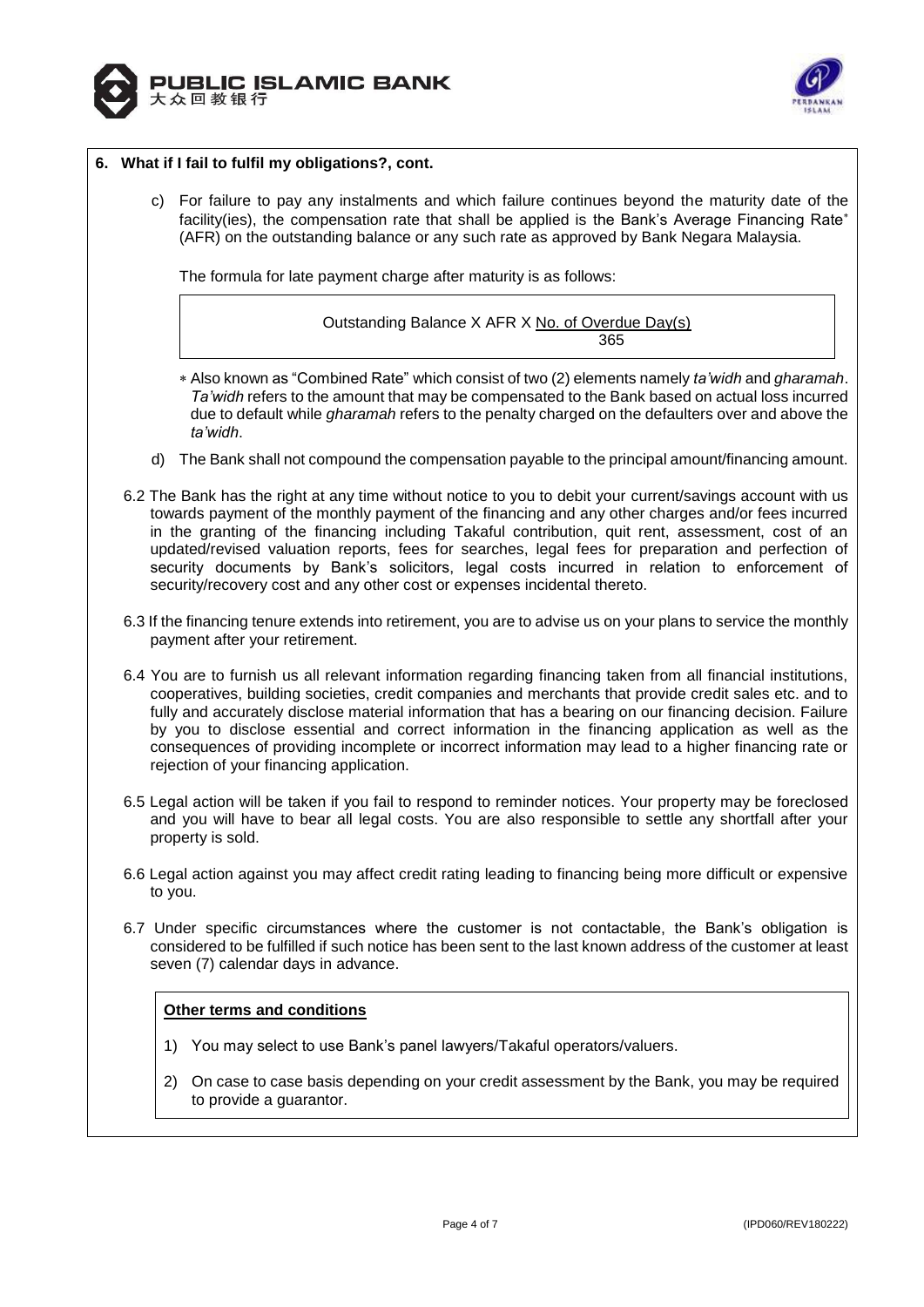## 6. What if I fail to fulfil my obligations?, cont.

c) For failure to pay any instalments and which failure continues beyond the maturity date of the facility(ies), the compensation rate that shall be applied is the Bank's Average Financing Rate* (AFR) on the outstanding balance or any such rate as approved by Bank Negara Malaysia.

The formula for late payment charge after maturity is as follows:

$$\text{Outstanding Balance} \times \text{AFR} \times \frac{\text{No. of Overdue Day(s)}}{365}$$

* Also known as "Combined Rate" which consist of two (2) elements namely *ta'widh* and *gharamah*. *Ta'widh* refers to the amount that may be compensated to the Bank based on actual loss incurred due to default while *gharamah* refers to the penalty charged on the defaulters over and above the *ta'widh*.

d) The Bank shall not compound the compensation payable to the principal amount/financing amount.

6.2 The Bank has the right at any time without notice to you to debit your current/savings account with us towards payment of the monthly payment of the financing and any other charges and/or fees incurred in the granting of the financing including Takaful contribution, quit rent, assessment, cost of an updated/revised valuation reports, fees for searches, legal fees for preparation and perfection of security documents by Bank's solicitors, legal costs incurred in relation to enforcement of security/recovery cost and any other cost or expenses incidental thereto.

6.3 If the financing tenure extends into retirement, you are to advise us on your plans to service the monthly payment after your retirement.

6.4 You are to furnish us all relevant information regarding financing taken from all financial institutions, cooperatives, building societies, credit companies and merchants that provide credit sales etc. and to fully and accurately disclose material information that has a bearing on our financing decision. Failure by you to disclose essential and correct information in the financing application as well as the consequences of providing incomplete or incorrect information may lead to a higher financing rate or rejection of your financing application.

6.5 Legal action will be taken if you fail to respond to reminder notices. Your property may be foreclosed and you will have to bear all legal costs. You are also responsible to settle any shortfall after your property is sold.

6.6 Legal action against you may affect credit rating leading to financing being more difficult or expensive to you.

6.7 Under specific circumstances where the customer is not contactable, the Bank's obligation is considered to be fulfilled if such notice has been sent to the last known address of the customer at least seven (7) calendar days in advance.

**Other terms and conditions**

1) You may select to use Bank's panel lawyers/Takaful operators/valuers.
2) On case to case basis depending on your credit assessment by the Bank, you may be required to provide a guarantor.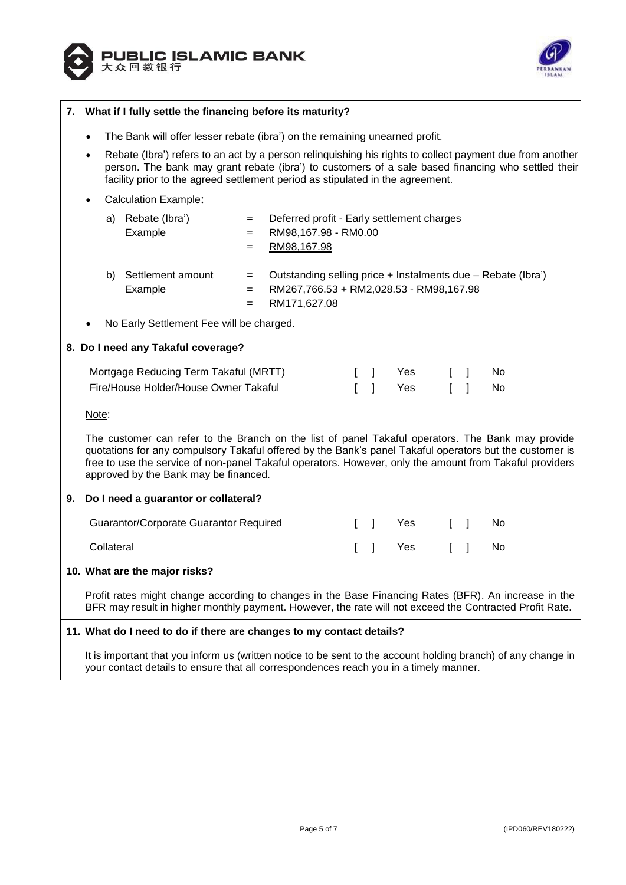## 7. What if I fully settle the financing before its maturity?

- The Bank will offer lesser rebate (ibra') on the remaining unearned profit.
- Rebate (Ibra') refers to an act by a person relinquishing his rights to collect payment due from another person. The bank may grant rebate (ibra') to customers of a sale based financing who settled their facility prior to the agreed settlement period as stipulated in the agreement.
- Calculation Example:

a) Rebate (Ibra') = Deferred profit - Early settlement charges
   Example = RM98,167.98 - RM0.00
   = RM98,167.98

b) Settlement amount = Outstanding selling price + Instalments due – Rebate (Ibra')
   Example = RM267,766.53 + RM2,028.53 - RM98,167.98
   = RM171,627.08

- No Early Settlement Fee will be charged.

## 8. Do I need any Takaful coverage?

| | | | | |
|---|---|---|---|---|
| Mortgage Reducing Term Takaful (MRTT) | [ ] | Yes | [ ] | No |
| Fire/House Holder/House Owner Takaful | [ ] | Yes | [ ] | No |

Note:

The customer can refer to the Branch on the list of panel Takaful operators. The Bank may provide quotations for any compulsory Takaful offered by the Bank's panel Takaful operators but the customer is free to use the service of non-panel Takaful operators. However, only the amount from Takaful providers approved by the Bank may be financed.

## 9. Do I need a guarantor or collateral?

| | | | | |
|---|---|---|---|---|
| Guarantor/Corporate Guarantor Required | [ ] | Yes | [ ] | No |
| Collateral | [ ] | Yes | [ ] | No |

## 10. What are the major risks?

Profit rates might change according to changes in the Base Financing Rates (BFR). An increase in the BFR may result in higher monthly payment. However, the rate will not exceed the Contracted Profit Rate.

## 11. What do I need to do if there are changes to my contact details?

It is important that you inform us (written notice to be sent to the account holding branch) of any change in your contact details to ensure that all correspondences reach you in a timely manner.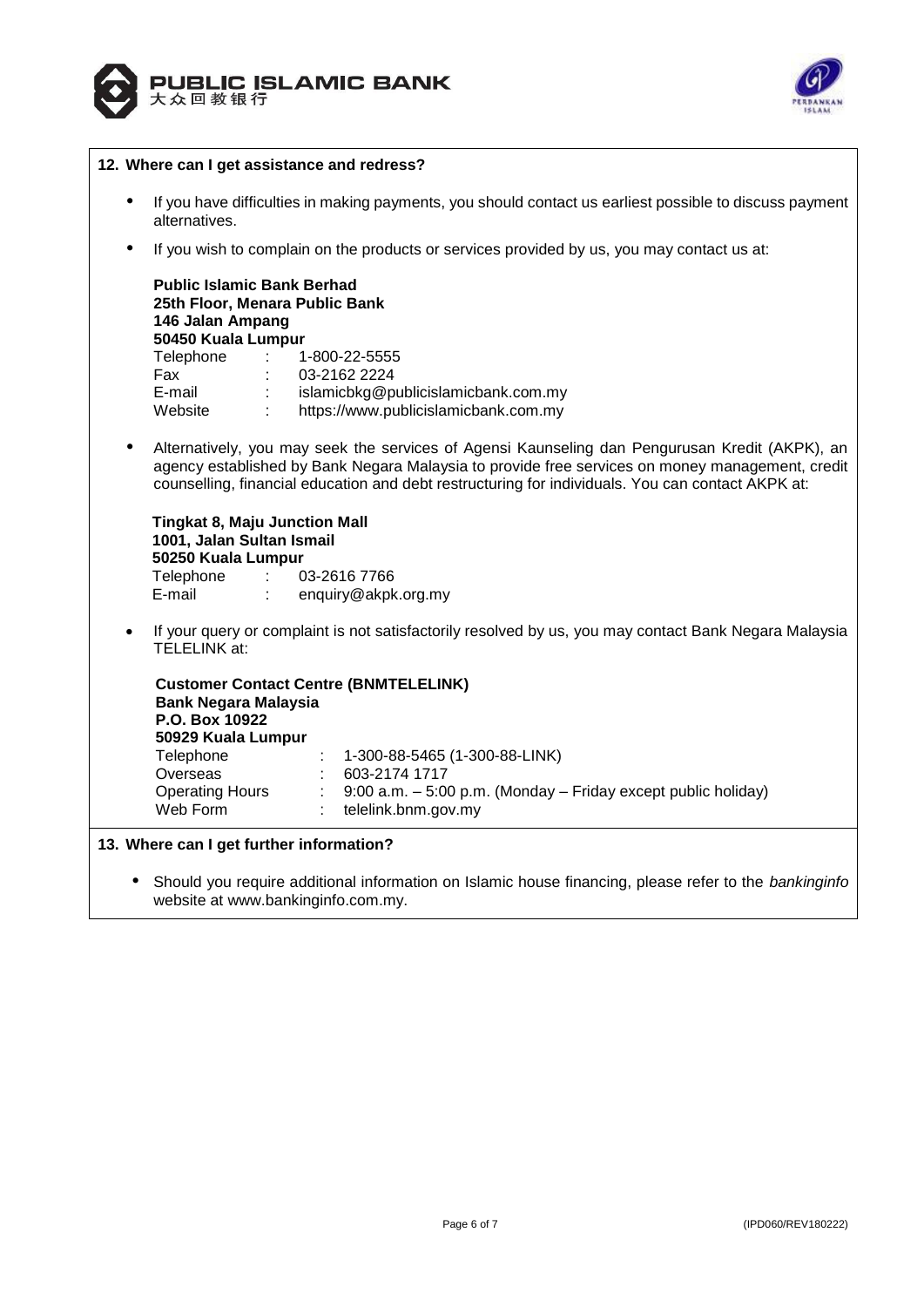## 12. Where can I get assistance and redress?

- If you have difficulties in making payments, you should contact us earliest possible to discuss payment alternatives.
- If you wish to complain on the products or services provided by us, you may contact us at:

  **Public Islamic Bank Berhad**
  **25th Floor, Menara Public Bank**
  **146 Jalan Ampang**
  **50450 Kuala Lumpur**
  Telephone : 1-800-22-5555
  Fax : 03-2162 2224
  E-mail : islamicbkg@publicislamicbank.com.my
  Website : https://www.publicislamicbank.com.my

- Alternatively, you may seek the services of Agensi Kaunseling dan Pengurusan Kredit (AKPK), an agency established by Bank Negara Malaysia to provide free services on money management, credit counselling, financial education and debt restructuring for individuals. You can contact AKPK at:

  **Tingkat 8, Maju Junction Mall**
  **1001, Jalan Sultan Ismail**
  **50250 Kuala Lumpur**
  Telephone : 03-2616 7766
  E-mail : enquiry@akpk.org.my

- If your query or complaint is not satisfactorily resolved by us, you may contact Bank Negara Malaysia TELELINK at:

  **Customer Contact Centre (BNMTELELINK)**
  **Bank Negara Malaysia**
  **P.O. Box 10922**
  **50929 Kuala Lumpur**
  Telephone : 1-300-88-5465 (1-300-88-LINK)
  Overseas : 603-2174 1717
  Operating Hours : 9:00 a.m. – 5:00 p.m. (Monday – Friday except public holiday)
  Web Form : telelink.bnm.gov.my

## 13. Where can I get further information?

- Should you require additional information on Islamic house financing, please refer to the *bankinginfo* website at www.bankinginfo.com.my.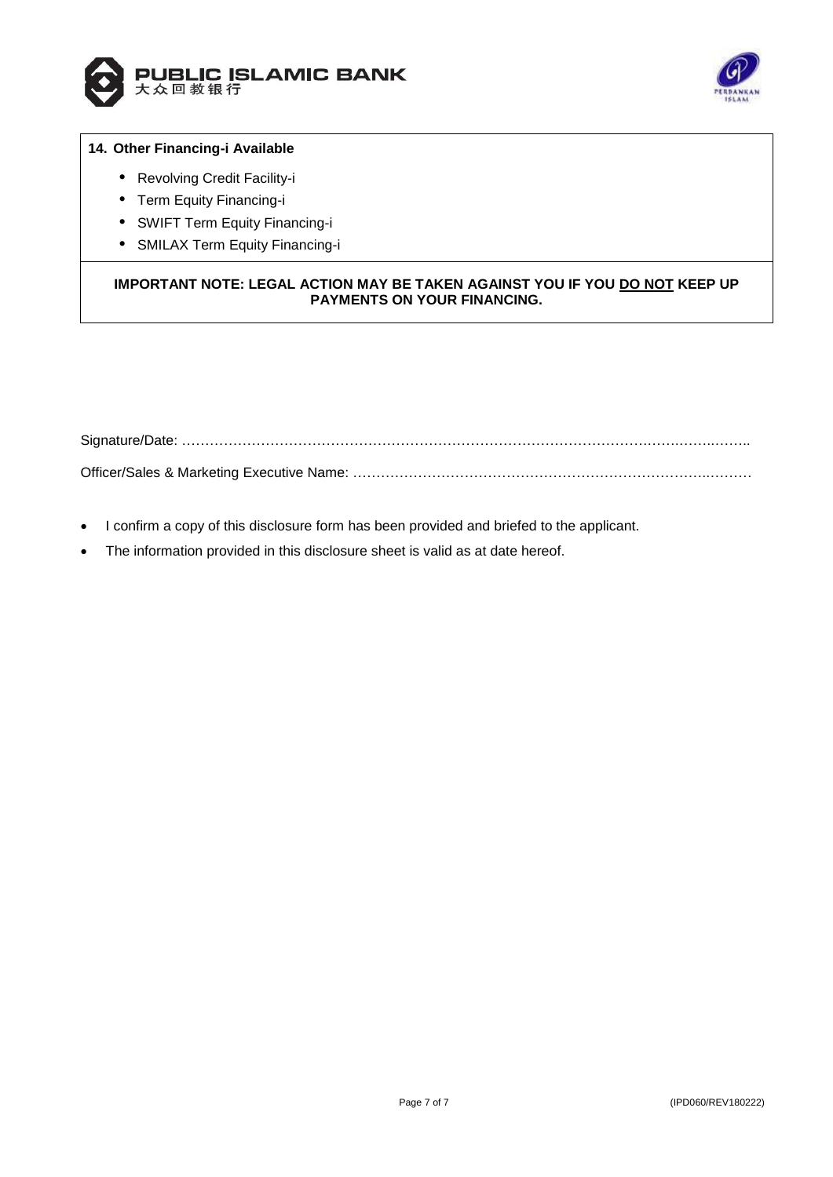**14. Other Financing-i Available**

- Revolving Credit Facility-i
- Term Equity Financing-i
- SWIFT Term Equity Financing-i
- SMILAX Term Equity Financing-i

**IMPORTANT NOTE: LEGAL ACTION MAY BE TAKEN AGAINST YOU IF YOU <u>DO NOT</u> KEEP UP PAYMENTS ON YOUR FINANCING.**

Signature/Date: …………………………………………………………………………………………………………..

Officer/Sales & Marketing Executive Name: ………………………………………………………………………

- I confirm a copy of this disclosure form has been provided and briefed to the applicant.
- The information provided in this disclosure sheet is valid as at date hereof.

(IPD060/REV180222)